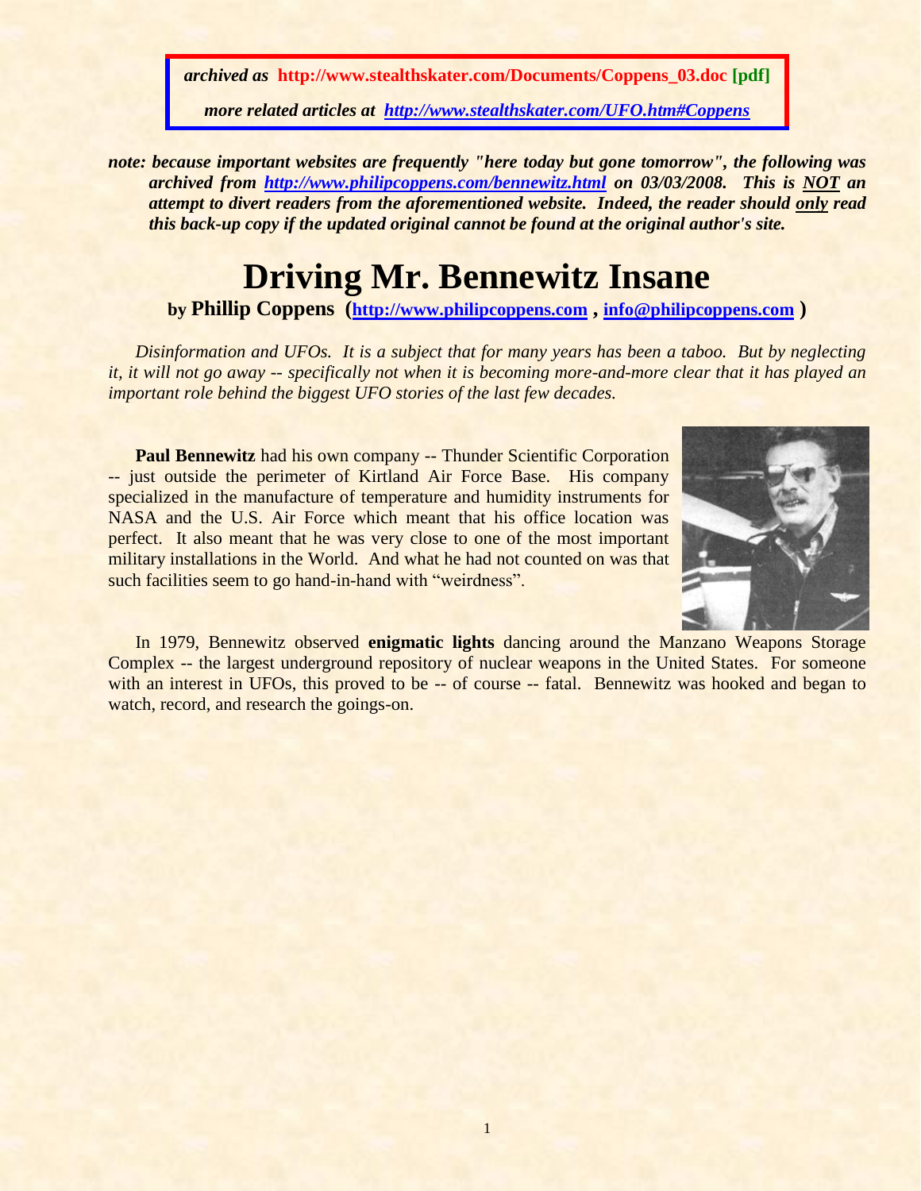***archived as* http://www.stealthskater.com/Documents/Coppens_03.doc [pdf]**

***more related articles at [http://www.stealthskater.com/UFO.htm#Coppens](http://www.stealthskater.com/UFO.htm#Coppens)***

***note: because important websites are frequently "here today but gone tomorrow", the following was archived from [http://www.philipcoppens.com/bennewitz.html](http://www.philipcoppens.com/bennewitz.html) on 03/03/2008. This is NOT an attempt to divert readers from the aforementioned website. Indeed, the reader should only read this back-up copy if the updated original cannot be found at the original author's site.***

# Driving Mr. Bennewitz Insane

**by Phillip Coppens ([http://www.philipcoppens.com](http://www.philipcoppens.com) , [info@philipcoppens.com](mailto:info@philipcoppens.com) )**

*Disinformation and UFOs. It is a subject that for many years has been a taboo. But by neglecting it, it will not go away -- specifically not when it is becoming more-and-more clear that it has played an important role behind the biggest UFO stories of the last few decades.*

**Paul Bennewitz** had his own company -- Thunder Scientific Corporation -- just outside the perimeter of Kirtland Air Force Base. His company specialized in the manufacture of temperature and humidity instruments for NASA and the U.S. Air Force which meant that his office location was perfect. It also meant that he was very close to one of the most important military installations in the World. And what he had not counted on was that such facilities seem to go hand-in-hand with "weirdness".

In 1979, Bennewitz observed **enigmatic lights** dancing around the Manzano Weapons Storage Complex -- the largest underground repository of nuclear weapons in the United States. For someone with an interest in UFOs, this proved to be -- of course -- fatal. Bennewitz was hooked and began to watch, record, and research the goings-on.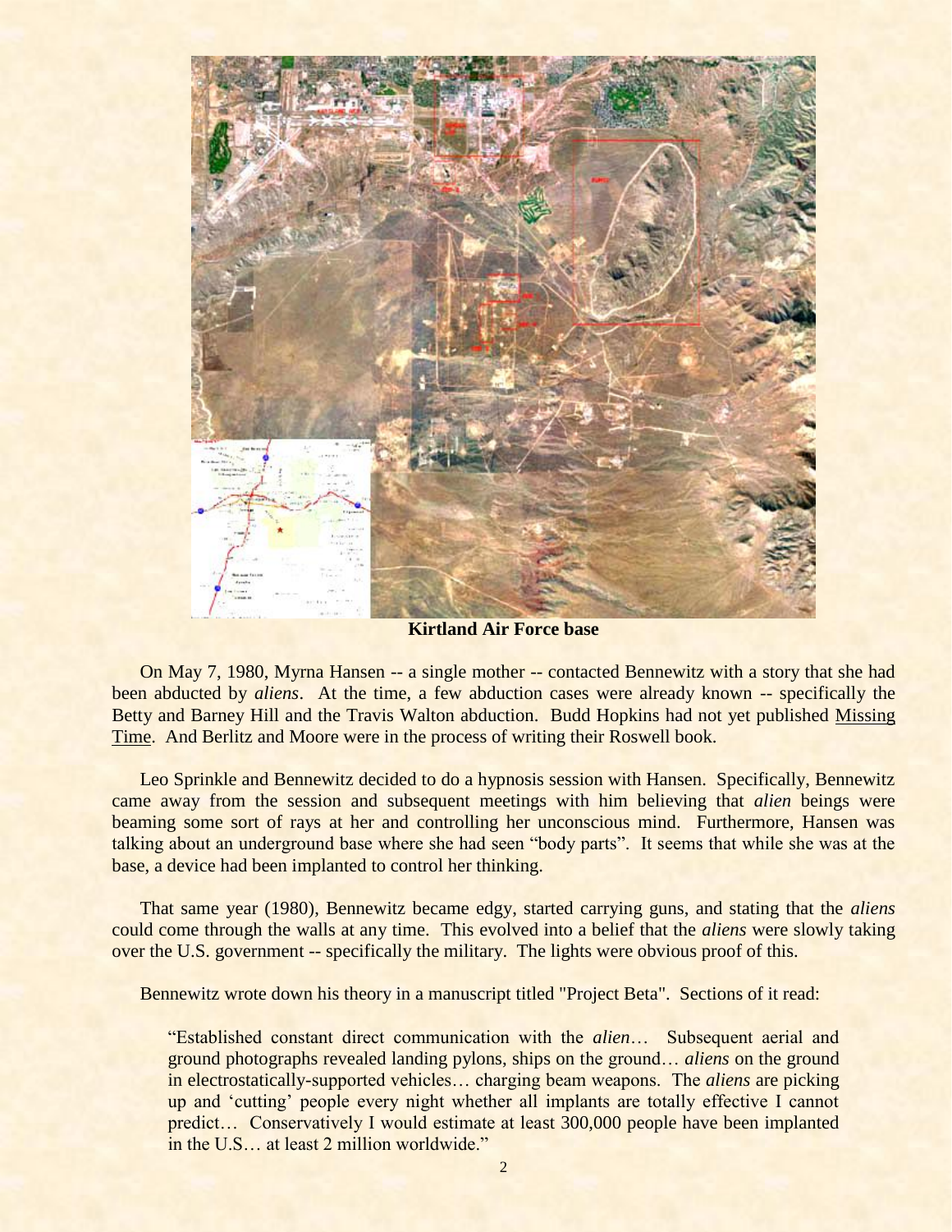**Kirtland Air Force base**

On May 7, 1980, Myrna Hansen -- a single mother -- contacted Bennewitz with a story that she had been abducted by *aliens*. At the time, a few abduction cases were already known -- specifically the Betty and Barney Hill and the Travis Walton abduction. Budd Hopkins had not yet published Missing Time. And Berlitz and Moore were in the process of writing their Roswell book.

Leo Sprinkle and Bennewitz decided to do a hypnosis session with Hansen. Specifically, Bennewitz came away from the session and subsequent meetings with him believing that *alien* beings were beaming some sort of rays at her and controlling her unconscious mind. Furthermore, Hansen was talking about an underground base where she had seen "body parts". It seems that while she was at the base, a device had been implanted to control her thinking.

That same year (1980), Bennewitz became edgy, started carrying guns, and stating that the *aliens* could come through the walls at any time. This evolved into a belief that the *aliens* were slowly taking over the U.S. government -- specifically the military. The lights were obvious proof of this.

Bennewitz wrote down his theory in a manuscript titled "Project Beta". Sections of it read:

> "Established constant direct communication with the *alien*… Subsequent aerial and ground photographs revealed landing pylons, ships on the ground… *aliens* on the ground in electrostatically-supported vehicles… charging beam weapons. The *aliens* are picking up and 'cutting' people every night whether all implants are totally effective I cannot predict… Conservatively I would estimate at least 300,000 people have been implanted in the U.S… at least 2 million worldwide."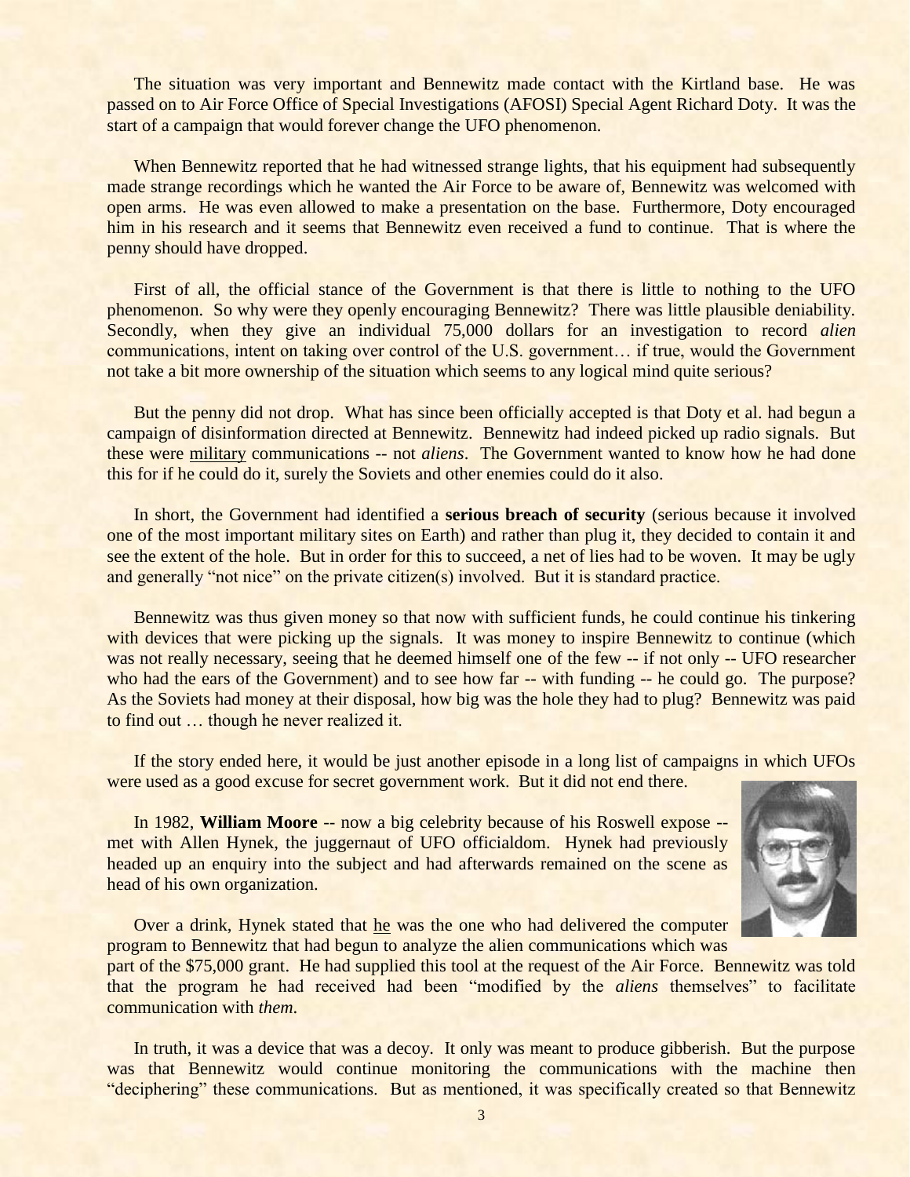The situation was very important and Bennewitz made contact with the Kirtland base. He was passed on to Air Force Office of Special Investigations (AFOSI) Special Agent Richard Doty. It was the start of a campaign that would forever change the UFO phenomenon.

When Bennewitz reported that he had witnessed strange lights, that his equipment had subsequently made strange recordings which he wanted the Air Force to be aware of, Bennewitz was welcomed with open arms. He was even allowed to make a presentation on the base. Furthermore, Doty encouraged him in his research and it seems that Bennewitz even received a fund to continue. That is where the penny should have dropped.

First of all, the official stance of the Government is that there is little to nothing to the UFO phenomenon. So why were they openly encouraging Bennewitz? There was little plausible deniability. Secondly, when they give an individual 75,000 dollars for an investigation to record *alien* communications, intent on taking over control of the U.S. government… if true, would the Government not take a bit more ownership of the situation which seems to any logical mind quite serious?

But the penny did not drop. What has since been officially accepted is that Doty et al. had begun a campaign of disinformation directed at Bennewitz. Bennewitz had indeed picked up radio signals. But these were military communications -- not *aliens*. The Government wanted to know how he had done this for if he could do it, surely the Soviets and other enemies could do it also.

In short, the Government had identified a **serious breach of security** (serious because it involved one of the most important military sites on Earth) and rather than plug it, they decided to contain it and see the extent of the hole. But in order for this to succeed, a net of lies had to be woven. It may be ugly and generally "not nice" on the private citizen(s) involved. But it is standard practice.

Bennewitz was thus given money so that now with sufficient funds, he could continue his tinkering with devices that were picking up the signals. It was money to inspire Bennewitz to continue (which was not really necessary, seeing that he deemed himself one of the few -- if not only -- UFO researcher who had the ears of the Government) and to see how far -- with funding -- he could go. The purpose? As the Soviets had money at their disposal, how big was the hole they had to plug? Bennewitz was paid to find out … though he never realized it.

If the story ended here, it would be just another episode in a long list of campaigns in which UFOs were used as a good excuse for secret government work. But it did not end there.

In 1982, **William Moore** -- now a big celebrity because of his Roswell expose -- met with Allen Hynek, the juggernaut of UFO officialdom. Hynek had previously headed up an enquiry into the subject and had afterwards remained on the scene as head of his own organization.

Over a drink, Hynek stated that he was the one who had delivered the computer program to Bennewitz that had begun to analyze the alien communications which was part of the $75,000 grant. He had supplied this tool at the request of the Air Force. Bennewitz was told that the program he had received had been "modified by the *aliens* themselves" to facilitate communication with *them.*

In truth, it was a device that was a decoy. It only was meant to produce gibberish. But the purpose was that Bennewitz would continue monitoring the communications with the machine then "deciphering" these communications. But as mentioned, it was specifically created so that Bennewitz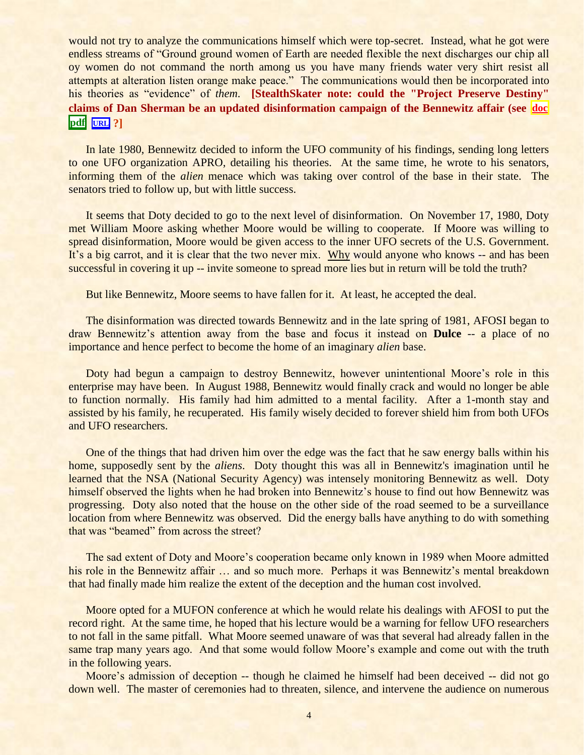would not try to analyze the communications himself which were top-secret. Instead, what he got were endless streams of "Ground ground women of Earth are needed flexible the next discharges our chip all oy women do not command the north among us you have many friends water very shirt resist all attempts at alteration listen orange make peace." The communications would then be incorporated into his theories as "evidence" of *them*. **[StealthSkater note: could the "Project Preserve Destiny" claims of Dan Sherman be an updated disinformation campaign of the Bennewitz affair (see doc pdf URL ?]**

In late 1980, Bennewitz decided to inform the UFO community of his findings, sending long letters to one UFO organization APRO, detailing his theories. At the same time, he wrote to his senators, informing them of the *alien* menace which was taking over control of the base in their state. The senators tried to follow up, but with little success.

It seems that Doty decided to go to the next level of disinformation. On November 17, 1980, Doty met William Moore asking whether Moore would be willing to cooperate. If Moore was willing to spread disinformation, Moore would be given access to the inner UFO secrets of the U.S. Government. It's a big carrot, and it is clear that the two never mix. Why would anyone who knows -- and has been successful in covering it up -- invite someone to spread more lies but in return will be told the truth?

But like Bennewitz, Moore seems to have fallen for it. At least, he accepted the deal.

The disinformation was directed towards Bennewitz and in the late spring of 1981, AFOSI began to draw Bennewitz's attention away from the base and focus it instead on **Dulce** -- a place of no importance and hence perfect to become the home of an imaginary *alien* base.

Doty had begun a campaign to destroy Bennewitz, however unintentional Moore's role in this enterprise may have been. In August 1988, Bennewitz would finally crack and would no longer be able to function normally. His family had him admitted to a mental facility. After a 1-month stay and assisted by his family, he recuperated. His family wisely decided to forever shield him from both UFOs and UFO researchers.

One of the things that had driven him over the edge was the fact that he saw energy balls within his home, supposedly sent by the *aliens*. Doty thought this was all in Bennewitz's imagination until he learned that the NSA (National Security Agency) was intensely monitoring Bennewitz as well. Doty himself observed the lights when he had broken into Bennewitz's house to find out how Bennewitz was progressing. Doty also noted that the house on the other side of the road seemed to be a surveillance location from where Bennewitz was observed. Did the energy balls have anything to do with something that was "beamed" from across the street?

The sad extent of Doty and Moore's cooperation became only known in 1989 when Moore admitted his role in the Bennewitz affair … and so much more. Perhaps it was Bennewitz's mental breakdown that had finally made him realize the extent of the deception and the human cost involved.

Moore opted for a MUFON conference at which he would relate his dealings with AFOSI to put the record right. At the same time, he hoped that his lecture would be a warning for fellow UFO researchers to not fall in the same pitfall. What Moore seemed unaware of was that several had already fallen in the same trap many years ago. And that some would follow Moore's example and come out with the truth in the following years.

Moore's admission of deception -- though he claimed he himself had been deceived -- did not go down well. The master of ceremonies had to threaten, silence, and intervene the audience on numerous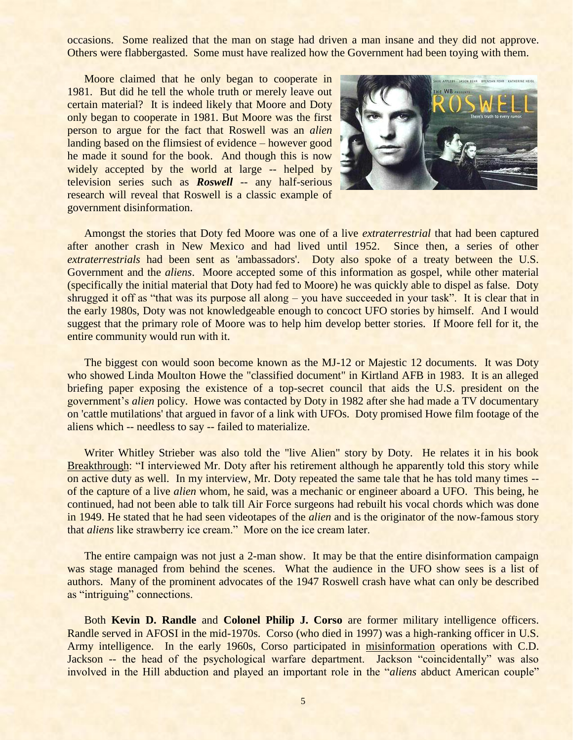occasions. Some realized that the man on stage had driven a man insane and they did not approve. Others were flabbergasted. Some must have realized how the Government had been toying with them.

Moore claimed that he only began to cooperate in 1981. But did he tell the whole truth or merely leave out certain material? It is indeed likely that Moore and Doty only began to cooperate in 1981. But Moore was the first person to argue for the fact that Roswell was an *alien* landing based on the flimsiest of evidence – however good he made it sound for the book. And though this is now widely accepted by the world at large -- helped by television series such as ***Roswell*** -- any half-serious research will reveal that Roswell is a classic example of government disinformation.

Amongst the stories that Doty fed Moore was one of a live *extraterrestrial* that had been captured after another crash in New Mexico and had lived until 1952. Since then, a series of other *extraterrestrials* had been sent as 'ambassadors'. Doty also spoke of a treaty between the U.S. Government and the *aliens*. Moore accepted some of this information as gospel, while other material (specifically the initial material that Doty had fed to Moore) he was quickly able to dispel as false. Doty shrugged it off as "that was its purpose all along – you have succeeded in your task". It is clear that in the early 1980s, Doty was not knowledgeable enough to concoct UFO stories by himself. And I would suggest that the primary role of Moore was to help him develop better stories. If Moore fell for it, the entire community would run with it.

The biggest con would soon become known as the MJ-12 or Majestic 12 documents. It was Doty who showed Linda Moulton Howe the "classified document" in Kirtland AFB in 1983. It is an alleged briefing paper exposing the existence of a top-secret council that aids the U.S. president on the government's *alien* policy. Howe was contacted by Doty in 1982 after she had made a TV documentary on 'cattle mutilations' that argued in favor of a link with UFOs. Doty promised Howe film footage of the aliens which -- needless to say -- failed to materialize.

Writer Whitley Strieber was also told the "live Alien" story by Doty. He relates it in his book Breakthrough: "I interviewed Mr. Doty after his retirement although he apparently told this story while on active duty as well. In my interview, Mr. Doty repeated the same tale that he has told many times -- of the capture of a live *alien* whom, he said, was a mechanic or engineer aboard a UFO. This being, he continued, had not been able to talk till Air Force surgeons had rebuilt his vocal chords which was done in 1949. He stated that he had seen videotapes of the *alien* and is the originator of the now-famous story that *aliens* like strawberry ice cream." More on the ice cream later.

The entire campaign was not just a 2-man show. It may be that the entire disinformation campaign was stage managed from behind the scenes. What the audience in the UFO show sees is a list of authors. Many of the prominent advocates of the 1947 Roswell crash have what can only be described as "intriguing" connections.

Both **Kevin D. Randle** and **Colonel Philip J. Corso** are former military intelligence officers. Randle served in AFOSI in the mid-1970s. Corso (who died in 1997) was a high-ranking officer in U.S. Army intelligence. In the early 1960s, Corso participated in misinformation operations with C.D. Jackson -- the head of the psychological warfare department. Jackson "coincidentally" was also involved in the Hill abduction and played an important role in the "*aliens* abduct American couple"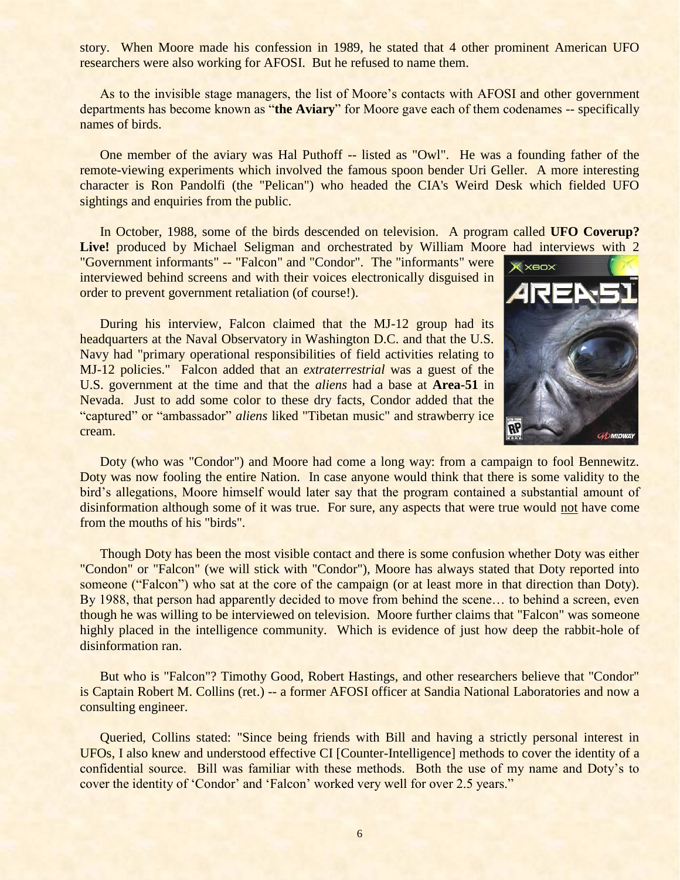story. When Moore made his confession in 1989, he stated that 4 other prominent American UFO researchers were also working for AFOSI. But he refused to name them.

As to the invisible stage managers, the list of Moore's contacts with AFOSI and other government departments has become known as "**the Aviary**" for Moore gave each of them codenames -- specifically names of birds.

One member of the aviary was Hal Puthoff -- listed as "Owl". He was a founding father of the remote-viewing experiments which involved the famous spoon bender Uri Geller. A more interesting character is Ron Pandolfi (the "Pelican") who headed the CIA's Weird Desk which fielded UFO sightings and enquiries from the public.

In October, 1988, some of the birds descended on television. A program called **UFO Coverup? Live!** produced by Michael Seligman and orchestrated by William Moore had interviews with 2 "Government informants" -- "Falcon" and "Condor". The "informants" were interviewed behind screens and with their voices electronically disguised in order to prevent government retaliation (of course!).

During his interview, Falcon claimed that the MJ-12 group had its headquarters at the Naval Observatory in Washington D.C. and that the U.S. Navy had "primary operational responsibilities of field activities relating to MJ-12 policies." Falcon added that an *extraterrestrial* was a guest of the U.S. government at the time and that the *aliens* had a base at **Area-51** in Nevada. Just to add some color to these dry facts, Condor added that the "captured" or "ambassador" *aliens* liked "Tibetan music" and strawberry ice cream.

Doty (who was "Condor") and Moore had come a long way: from a campaign to fool Bennewitz. Doty was now fooling the entire Nation. In case anyone would think that there is some validity to the bird's allegations, Moore himself would later say that the program contained a substantial amount of disinformation although some of it was true. For sure, any aspects that were true would not have come from the mouths of his "birds".

Though Doty has been the most visible contact and there is some confusion whether Doty was either "Condon" or "Falcon" (we will stick with "Condor"), Moore has always stated that Doty reported into someone ("Falcon") who sat at the core of the campaign (or at least more in that direction than Doty). By 1988, that person had apparently decided to move from behind the scene… to behind a screen, even though he was willing to be interviewed on television. Moore further claims that "Falcon" was someone highly placed in the intelligence community. Which is evidence of just how deep the rabbit-hole of disinformation ran.

But who is "Falcon"? Timothy Good, Robert Hastings, and other researchers believe that "Condor" is Captain Robert M. Collins (ret.) -- a former AFOSI officer at Sandia National Laboratories and now a consulting engineer.

Queried, Collins stated: "Since being friends with Bill and having a strictly personal interest in UFOs, I also knew and understood effective CI [Counter-Intelligence] methods to cover the identity of a confidential source. Bill was familiar with these methods. Both the use of my name and Doty's to cover the identity of 'Condor' and 'Falcon' worked very well for over 2.5 years."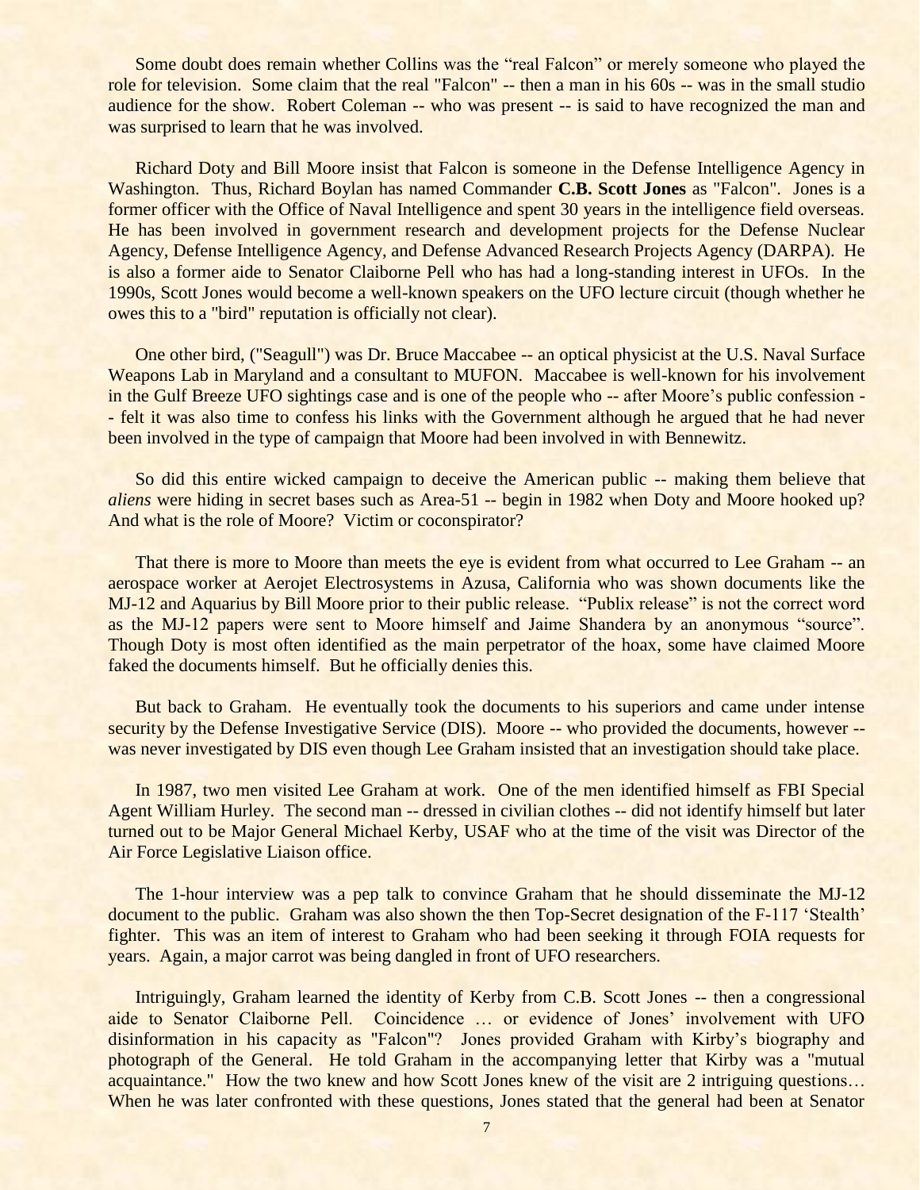Some doubt does remain whether Collins was the "real Falcon" or merely someone who played the role for television. Some claim that the real "Falcon" -- then a man in his 60s -- was in the small studio audience for the show. Robert Coleman -- who was present -- is said to have recognized the man and was surprised to learn that he was involved.

Richard Doty and Bill Moore insist that Falcon is someone in the Defense Intelligence Agency in Washington. Thus, Richard Boylan has named Commander **C.B. Scott Jones** as "Falcon". Jones is a former officer with the Office of Naval Intelligence and spent 30 years in the intelligence field overseas. He has been involved in government research and development projects for the Defense Nuclear Agency, Defense Intelligence Agency, and Defense Advanced Research Projects Agency (DARPA). He is also a former aide to Senator Claiborne Pell who has had a long-standing interest in UFOs. In the 1990s, Scott Jones would become a well-known speakers on the UFO lecture circuit (though whether he owes this to a "bird" reputation is officially not clear).

One other bird, ("Seagull") was Dr. Bruce Maccabee -- an optical physicist at the U.S. Naval Surface Weapons Lab in Maryland and a consultant to MUFON. Maccabee is well-known for his involvement in the Gulf Breeze UFO sightings case and is one of the people who -- after Moore's public confession -- felt it was also time to confess his links with the Government although he argued that he had never been involved in the type of campaign that Moore had been involved in with Bennewitz.

So did this entire wicked campaign to deceive the American public -- making them believe that *aliens* were hiding in secret bases such as Area-51 -- begin in 1982 when Doty and Moore hooked up? And what is the role of Moore? Victim or coconspirator?

That there is more to Moore than meets the eye is evident from what occurred to Lee Graham -- an aerospace worker at Aerojet Electrosystems in Azusa, California who was shown documents like the MJ-12 and Aquarius by Bill Moore prior to their public release. "Publix release" is not the correct word as the MJ-12 papers were sent to Moore himself and Jaime Shandera by an anonymous "source". Though Doty is most often identified as the main perpetrator of the hoax, some have claimed Moore faked the documents himself. But he officially denies this.

But back to Graham. He eventually took the documents to his superiors and came under intense security by the Defense Investigative Service (DIS). Moore -- who provided the documents, however -- was never investigated by DIS even though Lee Graham insisted that an investigation should take place.

In 1987, two men visited Lee Graham at work. One of the men identified himself as FBI Special Agent William Hurley. The second man -- dressed in civilian clothes -- did not identify himself but later turned out to be Major General Michael Kerby, USAF who at the time of the visit was Director of the Air Force Legislative Liaison office.

The 1-hour interview was a pep talk to convince Graham that he should disseminate the MJ-12 document to the public. Graham was also shown the then Top-Secret designation of the F-117 'Stealth' fighter. This was an item of interest to Graham who had been seeking it through FOIA requests for years. Again, a major carrot was being dangled in front of UFO researchers.

Intriguingly, Graham learned the identity of Kerby from C.B. Scott Jones -- then a congressional aide to Senator Claiborne Pell. Coincidence … or evidence of Jones' involvement with UFO disinformation in his capacity as "Falcon"? Jones provided Graham with Kirby's biography and photograph of the General. He told Graham in the accompanying letter that Kirby was a "mutual acquaintance." How the two knew and how Scott Jones knew of the visit are 2 intriguing questions… When he was later confronted with these questions, Jones stated that the general had been at Senator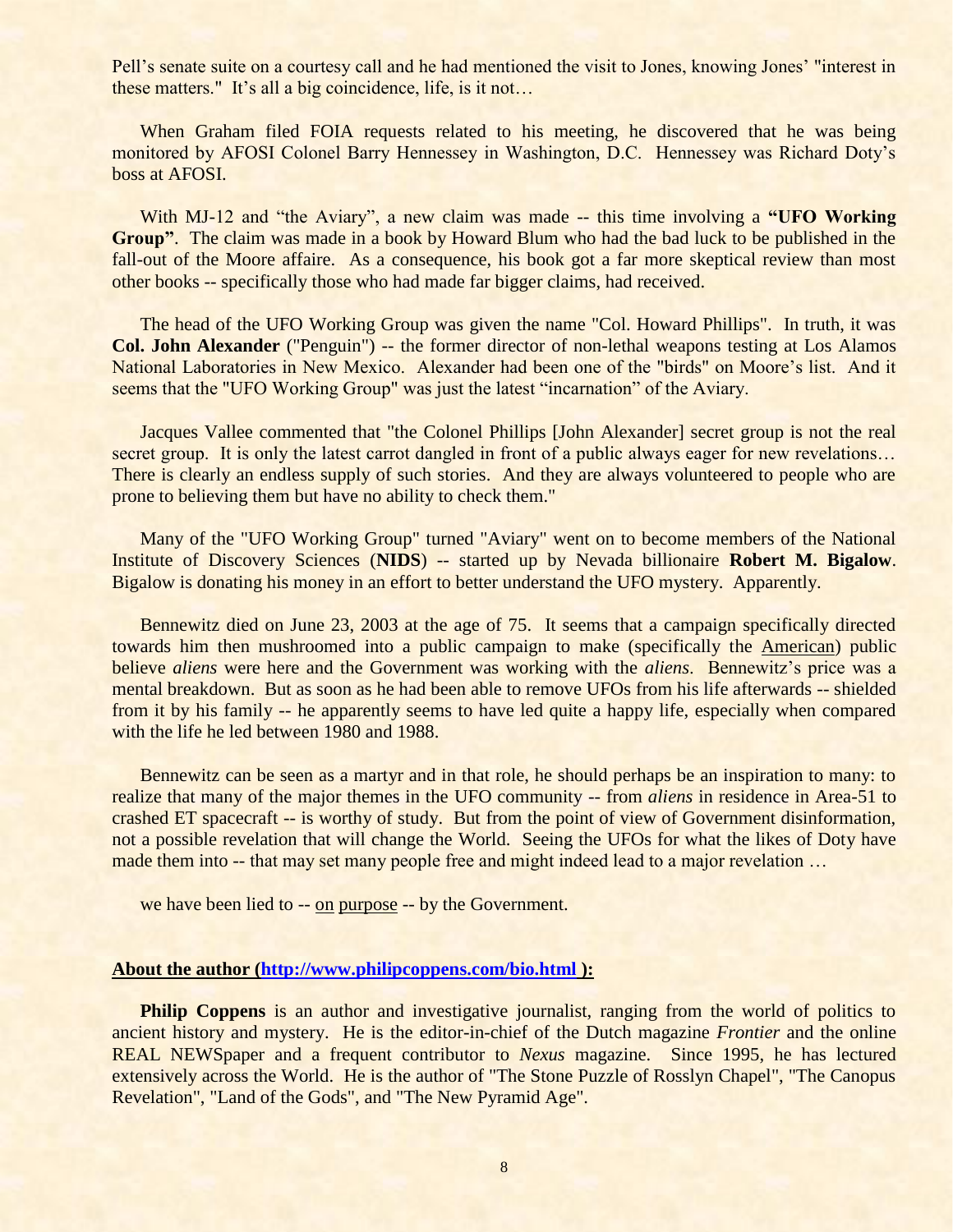Pell's senate suite on a courtesy call and he had mentioned the visit to Jones, knowing Jones' "interest in these matters." It's all a big coincidence, life, is it not…

When Graham filed FOIA requests related to his meeting, he discovered that he was being monitored by AFOSI Colonel Barry Hennessey in Washington, D.C. Hennessey was Richard Doty's boss at AFOSI.

With MJ-12 and "the Aviary", a new claim was made -- this time involving a **"UFO Working Group"**. The claim was made in a book by Howard Blum who had the bad luck to be published in the fall-out of the Moore affaire. As a consequence, his book got a far more skeptical review than most other books -- specifically those who had made far bigger claims, had received.

The head of the UFO Working Group was given the name "Col. Howard Phillips". In truth, it was **Col. John Alexander** ("Penguin") -- the former director of non-lethal weapons testing at Los Alamos National Laboratories in New Mexico. Alexander had been one of the "birds" on Moore's list. And it seems that the "UFO Working Group" was just the latest "incarnation" of the Aviary.

Jacques Vallee commented that "the Colonel Phillips [John Alexander] secret group is not the real secret group. It is only the latest carrot dangled in front of a public always eager for new revelations… There is clearly an endless supply of such stories. And they are always volunteered to people who are prone to believing them but have no ability to check them."

Many of the "UFO Working Group" turned "Aviary" went on to become members of the National Institute of Discovery Sciences (**NIDS**) -- started up by Nevada billionaire **Robert M. Bigalow**. Bigalow is donating his money in an effort to better understand the UFO mystery. Apparently.

Bennewitz died on June 23, 2003 at the age of 75. It seems that a campaign specifically directed towards him then mushroomed into a public campaign to make (specifically the <u>American</u>) public believe *aliens* were here and the Government was working with the *aliens*. Bennewitz's price was a mental breakdown. But as soon as he had been able to remove UFOs from his life afterwards -- shielded from it by his family -- he apparently seems to have led quite a happy life, especially when compared with the life he led between 1980 and 1988.

Bennewitz can be seen as a martyr and in that role, he should perhaps be an inspiration to many: to realize that many of the major themes in the UFO community -- from *aliens* in residence in Area-51 to crashed ET spacecraft -- is worthy of study. But from the point of view of Government disinformation, not a possible revelation that will change the World. Seeing the UFOs for what the likes of Doty have made them into -- that may set many people free and might indeed lead to a major revelation …

we have been lied to -- <u>on purpose</u> -- by the Government.

**<u>About the author (http://www.philipcoppens.com/bio.html ):</u>**

**Philip Coppens** is an author and investigative journalist, ranging from the world of politics to ancient history and mystery. He is the editor-in-chief of the Dutch magazine *Frontier* and the online REAL NEWSpaper and a frequent contributor to *Nexus* magazine. Since 1995, he has lectured extensively across the World. He is the author of "The Stone Puzzle of Rosslyn Chapel", "The Canopus Revelation", "Land of the Gods", and "The New Pyramid Age".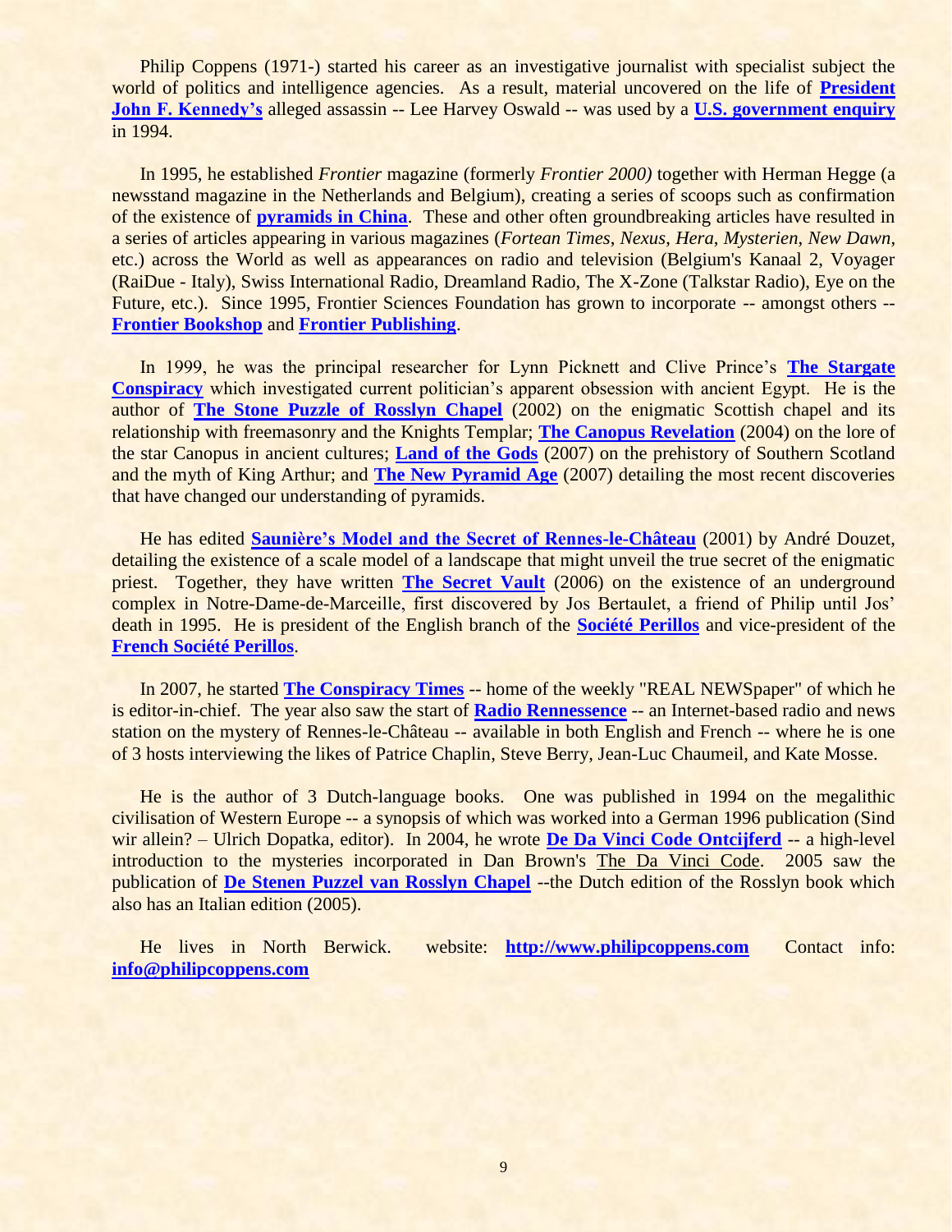Philip Coppens (1971-) started his career as an investigative journalist with specialist subject the world of politics and intelligence agencies. As a result, material uncovered on the life of **President John F. Kennedy's** alleged assassin -- Lee Harvey Oswald -- was used by a **U.S. government enquiry** in 1994.

In 1995, he established *Frontier* magazine (formerly *Frontier 2000)* together with Herman Hegge (a newsstand magazine in the Netherlands and Belgium), creating a series of scoops such as confirmation of the existence of **pyramids in China**. These and other often groundbreaking articles have resulted in a series of articles appearing in various magazines (*Fortean Times*, *Nexus*, *Hera*, *Mysterien*, *New Dawn*, etc.) across the World as well as appearances on radio and television (Belgium's Kanaal 2, Voyager (RaiDue - Italy), Swiss International Radio, Dreamland Radio, The X-Zone (Talkstar Radio), Eye on the Future, etc.). Since 1995, Frontier Sciences Foundation has grown to incorporate -- amongst others -- **Frontier Bookshop** and **Frontier Publishing**.

In 1999, he was the principal researcher for Lynn Picknett and Clive Prince's **The Stargate Conspiracy** which investigated current politician's apparent obsession with ancient Egypt. He is the author of **The Stone Puzzle of Rosslyn Chapel** (2002) on the enigmatic Scottish chapel and its relationship with freemasonry and the Knights Templar; **The Canopus Revelation** (2004) on the lore of the star Canopus in ancient cultures; **Land of the Gods** (2007) on the prehistory of Southern Scotland and the myth of King Arthur; and **The New Pyramid Age** (2007) detailing the most recent discoveries that have changed our understanding of pyramids.

He has edited **Saunière's Model and the Secret of Rennes-le-Château** (2001) by André Douzet, detailing the existence of a scale model of a landscape that might unveil the true secret of the enigmatic priest. Together, they have written **The Secret Vault** (2006) on the existence of an underground complex in Notre-Dame-de-Marceille, first discovered by Jos Bertaulet, a friend of Philip until Jos' death in 1995. He is president of the English branch of the **Société Perillos** and vice-president of the **French Société Perillos**.

In 2007, he started **The Conspiracy Times** -- home of the weekly "REAL NEWSpaper" of which he is editor-in-chief. The year also saw the start of **Radio Rennessence** -- an Internet-based radio and news station on the mystery of Rennes-le-Château -- available in both English and French -- where he is one of 3 hosts interviewing the likes of Patrice Chaplin, Steve Berry, Jean-Luc Chaumeil, and Kate Mosse.

He is the author of 3 Dutch-language books. One was published in 1994 on the megalithic civilisation of Western Europe -- a synopsis of which was worked into a German 1996 publication (Sind wir allein? – Ulrich Dopatka, editor). In 2004, he wrote **De Da Vinci Code Ontcijferd** -- a high-level introduction to the mysteries incorporated in Dan Brown's The Da Vinci Code. 2005 saw the publication of **De Stenen Puzzel van Rosslyn Chapel** --the Dutch edition of the Rosslyn book which also has an Italian edition (2005).

He lives in North Berwick. website: **http://www.philipcoppens.com** Contact info: **info@philipcoppens.com**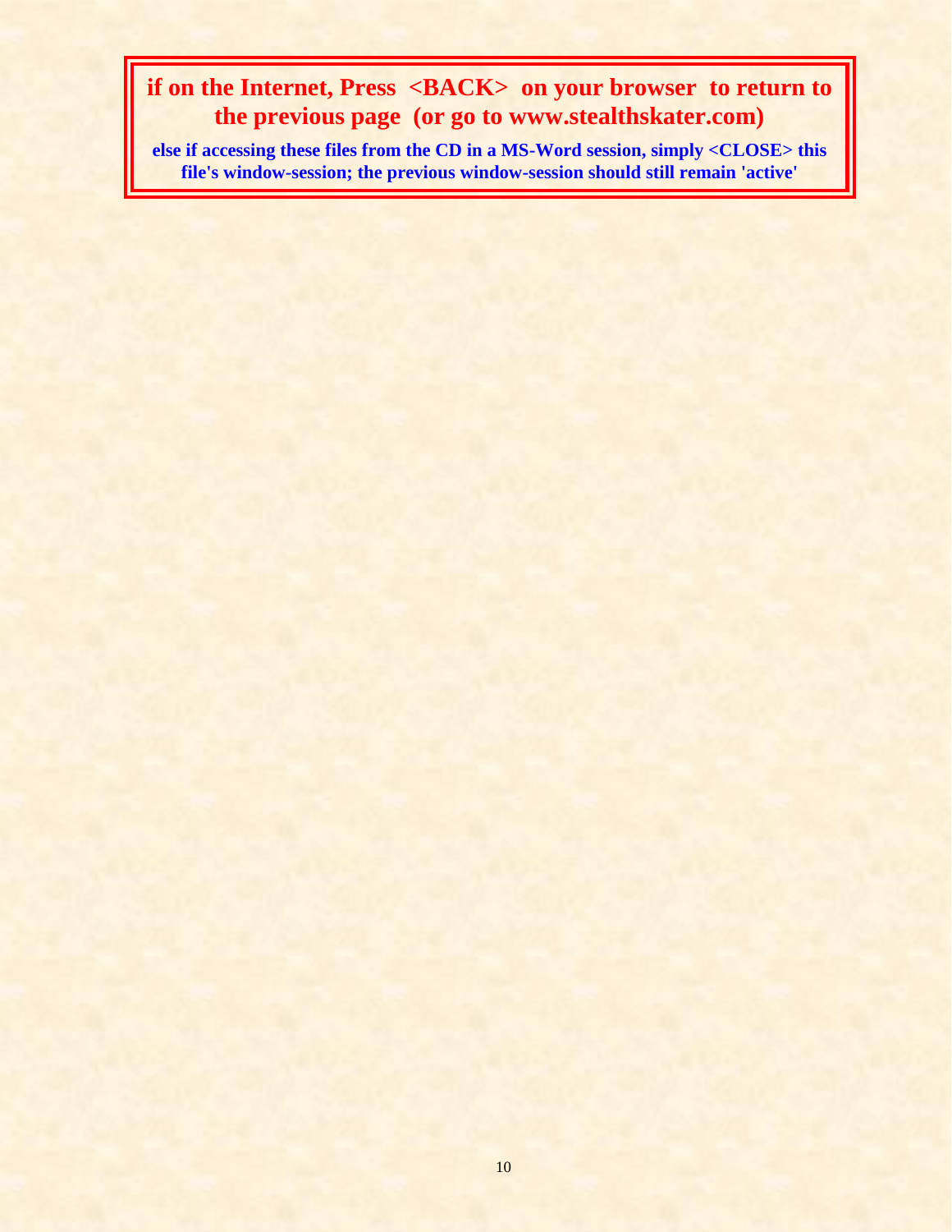**if on the Internet, Press <BACK> on your browser to return to the previous page (or go to www.stealthskater.com)**

**else if accessing these files from the CD in a MS-Word session, simply <CLOSE> this file's window-session; the previous window-session should still remain 'active'**